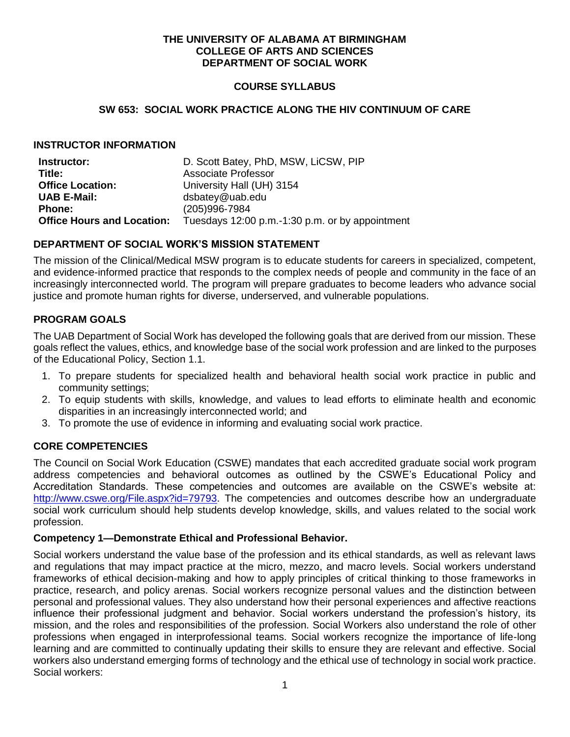**THE UNIVERSITY OF ALABAMA AT BIRMINGHAM**
**COLLEGE OF ARTS AND SCIENCES**
**DEPARTMENT OF SOCIAL WORK**

**COURSE SYLLABUS**

# SW 653: SOCIAL WORK PRACTICE ALONG THE HIV CONTINUUM OF CARE

## INSTRUCTOR INFORMATION

| | |
|---|---|
| **Instructor:** | D. Scott Batey, PhD, MSW, LiCSW, PIP |
| **Title:** | Associate Professor |
| **Office Location:** | University Hall (UH) 3154 |
| **UAB E-Mail:** | dsbatey@uab.edu |
| **Phone:** | (205)996-7984 |
| **Office Hours and Location:** | Tuesdays 12:00 p.m.-1:30 p.m. or by appointment |

## DEPARTMENT OF SOCIAL WORK'S MISSION STATEMENT

The mission of the Clinical/Medical MSW program is to educate students for careers in specialized, competent, and evidence-informed practice that responds to the complex needs of people and community in the face of an increasingly interconnected world. The program will prepare graduates to become leaders who advance social justice and promote human rights for diverse, underserved, and vulnerable populations.

## PROGRAM GOALS

The UAB Department of Social Work has developed the following goals that are derived from our mission. These goals reflect the values, ethics, and knowledge base of the social work profession and are linked to the purposes of the Educational Policy, Section 1.1.

1. To prepare students for specialized health and behavioral health social work practice in public and community settings;
2. To equip students with skills, knowledge, and values to lead efforts to eliminate health and economic disparities in an increasingly interconnected world; and
3. To promote the use of evidence in informing and evaluating social work practice.

## CORE COMPETENCIES

The Council on Social Work Education (CSWE) mandates that each accredited graduate social work program address competencies and behavioral outcomes as outlined by the CSWE's Educational Policy and Accreditation Standards. These competencies and outcomes are available on the CSWE's website at: http://www.cswe.org/File.aspx?id=79793. The competencies and outcomes describe how an undergraduate social work curriculum should help students develop knowledge, skills, and values related to the social work profession.

### Competency 1—Demonstrate Ethical and Professional Behavior.

Social workers understand the value base of the profession and its ethical standards, as well as relevant laws and regulations that may impact practice at the micro, mezzo, and macro levels. Social workers understand frameworks of ethical decision-making and how to apply principles of critical thinking to those frameworks in practice, research, and policy arenas. Social workers recognize personal values and the distinction between personal and professional values. They also understand how their personal experiences and affective reactions influence their professional judgment and behavior. Social workers understand the profession's history, its mission, and the roles and responsibilities of the profession. Social Workers also understand the role of other professions when engaged in interprofessional teams. Social workers recognize the importance of life-long learning and are committed to continually updating their skills to ensure they are relevant and effective. Social workers also understand emerging forms of technology and the ethical use of technology in social work practice. Social workers: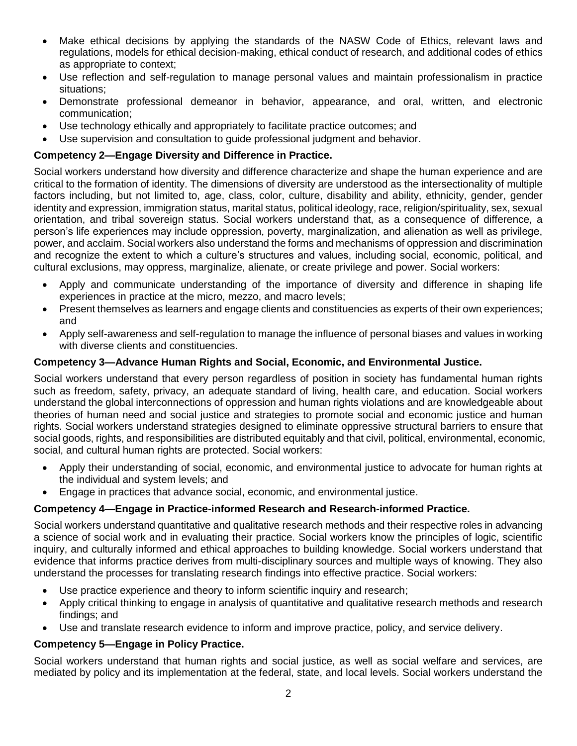- Make ethical decisions by applying the standards of the NASW Code of Ethics, relevant laws and regulations, models for ethical decision-making, ethical conduct of research, and additional codes of ethics as appropriate to context;
- Use reflection and self-regulation to manage personal values and maintain professionalism in practice situations;
- Demonstrate professional demeanor in behavior, appearance, and oral, written, and electronic communication;
- Use technology ethically and appropriately to facilitate practice outcomes; and
- Use supervision and consultation to guide professional judgment and behavior.

**Competency 2—Engage Diversity and Difference in Practice.**

Social workers understand how diversity and difference characterize and shape the human experience and are critical to the formation of identity. The dimensions of diversity are understood as the intersectionality of multiple factors including, but not limited to, age, class, color, culture, disability and ability, ethnicity, gender, gender identity and expression, immigration status, marital status, political ideology, race, religion/spirituality, sex, sexual orientation, and tribal sovereign status. Social workers understand that, as a consequence of difference, a person's life experiences may include oppression, poverty, marginalization, and alienation as well as privilege, power, and acclaim. Social workers also understand the forms and mechanisms of oppression and discrimination and recognize the extent to which a culture's structures and values, including social, economic, political, and cultural exclusions, may oppress, marginalize, alienate, or create privilege and power. Social workers:

- Apply and communicate understanding of the importance of diversity and difference in shaping life experiences in practice at the micro, mezzo, and macro levels;
- Present themselves as learners and engage clients and constituencies as experts of their own experiences; and
- Apply self-awareness and self-regulation to manage the influence of personal biases and values in working with diverse clients and constituencies.

**Competency 3—Advance Human Rights and Social, Economic, and Environmental Justice.**

Social workers understand that every person regardless of position in society has fundamental human rights such as freedom, safety, privacy, an adequate standard of living, health care, and education. Social workers understand the global interconnections of oppression and human rights violations and are knowledgeable about theories of human need and social justice and strategies to promote social and economic justice and human rights. Social workers understand strategies designed to eliminate oppressive structural barriers to ensure that social goods, rights, and responsibilities are distributed equitably and that civil, political, environmental, economic, social, and cultural human rights are protected. Social workers:

- Apply their understanding of social, economic, and environmental justice to advocate for human rights at the individual and system levels; and
- Engage in practices that advance social, economic, and environmental justice.

**Competency 4—Engage in Practice-informed Research and Research-informed Practice.**

Social workers understand quantitative and qualitative research methods and their respective roles in advancing a science of social work and in evaluating their practice. Social workers know the principles of logic, scientific inquiry, and culturally informed and ethical approaches to building knowledge. Social workers understand that evidence that informs practice derives from multi-disciplinary sources and multiple ways of knowing. They also understand the processes for translating research findings into effective practice. Social workers:

- Use practice experience and theory to inform scientific inquiry and research;
- Apply critical thinking to engage in analysis of quantitative and qualitative research methods and research findings; and
- Use and translate research evidence to inform and improve practice, policy, and service delivery.

**Competency 5—Engage in Policy Practice.**

Social workers understand that human rights and social justice, as well as social welfare and services, are mediated by policy and its implementation at the federal, state, and local levels. Social workers understand the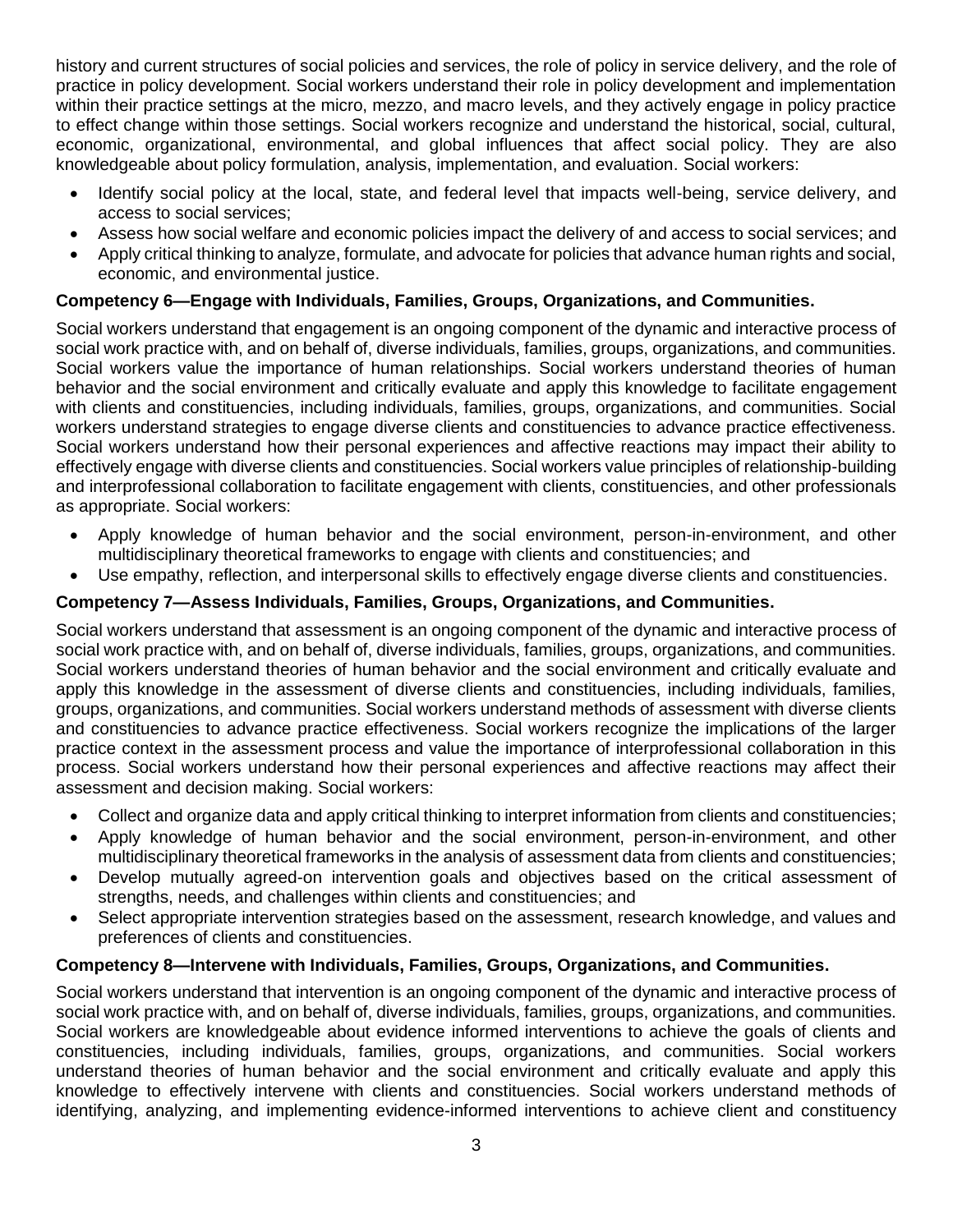history and current structures of social policies and services, the role of policy in service delivery, and the role of practice in policy development. Social workers understand their role in policy development and implementation within their practice settings at the micro, mezzo, and macro levels, and they actively engage in policy practice to effect change within those settings. Social workers recognize and understand the historical, social, cultural, economic, organizational, environmental, and global influences that affect social policy. They are also knowledgeable about policy formulation, analysis, implementation, and evaluation. Social workers:

- Identify social policy at the local, state, and federal level that impacts well-being, service delivery, and access to social services;
- Assess how social welfare and economic policies impact the delivery of and access to social services; and
- Apply critical thinking to analyze, formulate, and advocate for policies that advance human rights and social, economic, and environmental justice.

**Competency 6—Engage with Individuals, Families, Groups, Organizations, and Communities.**

Social workers understand that engagement is an ongoing component of the dynamic and interactive process of social work practice with, and on behalf of, diverse individuals, families, groups, organizations, and communities. Social workers value the importance of human relationships. Social workers understand theories of human behavior and the social environment and critically evaluate and apply this knowledge to facilitate engagement with clients and constituencies, including individuals, families, groups, organizations, and communities. Social workers understand strategies to engage diverse clients and constituencies to advance practice effectiveness. Social workers understand how their personal experiences and affective reactions may impact their ability to effectively engage with diverse clients and constituencies. Social workers value principles of relationship-building and interprofessional collaboration to facilitate engagement with clients, constituencies, and other professionals as appropriate. Social workers:

- Apply knowledge of human behavior and the social environment, person-in-environment, and other multidisciplinary theoretical frameworks to engage with clients and constituencies; and
- Use empathy, reflection, and interpersonal skills to effectively engage diverse clients and constituencies.

**Competency 7—Assess Individuals, Families, Groups, Organizations, and Communities.**

Social workers understand that assessment is an ongoing component of the dynamic and interactive process of social work practice with, and on behalf of, diverse individuals, families, groups, organizations, and communities. Social workers understand theories of human behavior and the social environment and critically evaluate and apply this knowledge in the assessment of diverse clients and constituencies, including individuals, families, groups, organizations, and communities. Social workers understand methods of assessment with diverse clients and constituencies to advance practice effectiveness. Social workers recognize the implications of the larger practice context in the assessment process and value the importance of interprofessional collaboration in this process. Social workers understand how their personal experiences and affective reactions may affect their assessment and decision making. Social workers:

- Collect and organize data and apply critical thinking to interpret information from clients and constituencies;
- Apply knowledge of human behavior and the social environment, person-in-environment, and other multidisciplinary theoretical frameworks in the analysis of assessment data from clients and constituencies;
- Develop mutually agreed-on intervention goals and objectives based on the critical assessment of strengths, needs, and challenges within clients and constituencies; and
- Select appropriate intervention strategies based on the assessment, research knowledge, and values and preferences of clients and constituencies.

**Competency 8—Intervene with Individuals, Families, Groups, Organizations, and Communities.**

Social workers understand that intervention is an ongoing component of the dynamic and interactive process of social work practice with, and on behalf of, diverse individuals, families, groups, organizations, and communities. Social workers are knowledgeable about evidence informed interventions to achieve the goals of clients and constituencies, including individuals, families, groups, organizations, and communities. Social workers understand theories of human behavior and the social environment and critically evaluate and apply this knowledge to effectively intervene with clients and constituencies. Social workers understand methods of identifying, analyzing, and implementing evidence-informed interventions to achieve client and constituency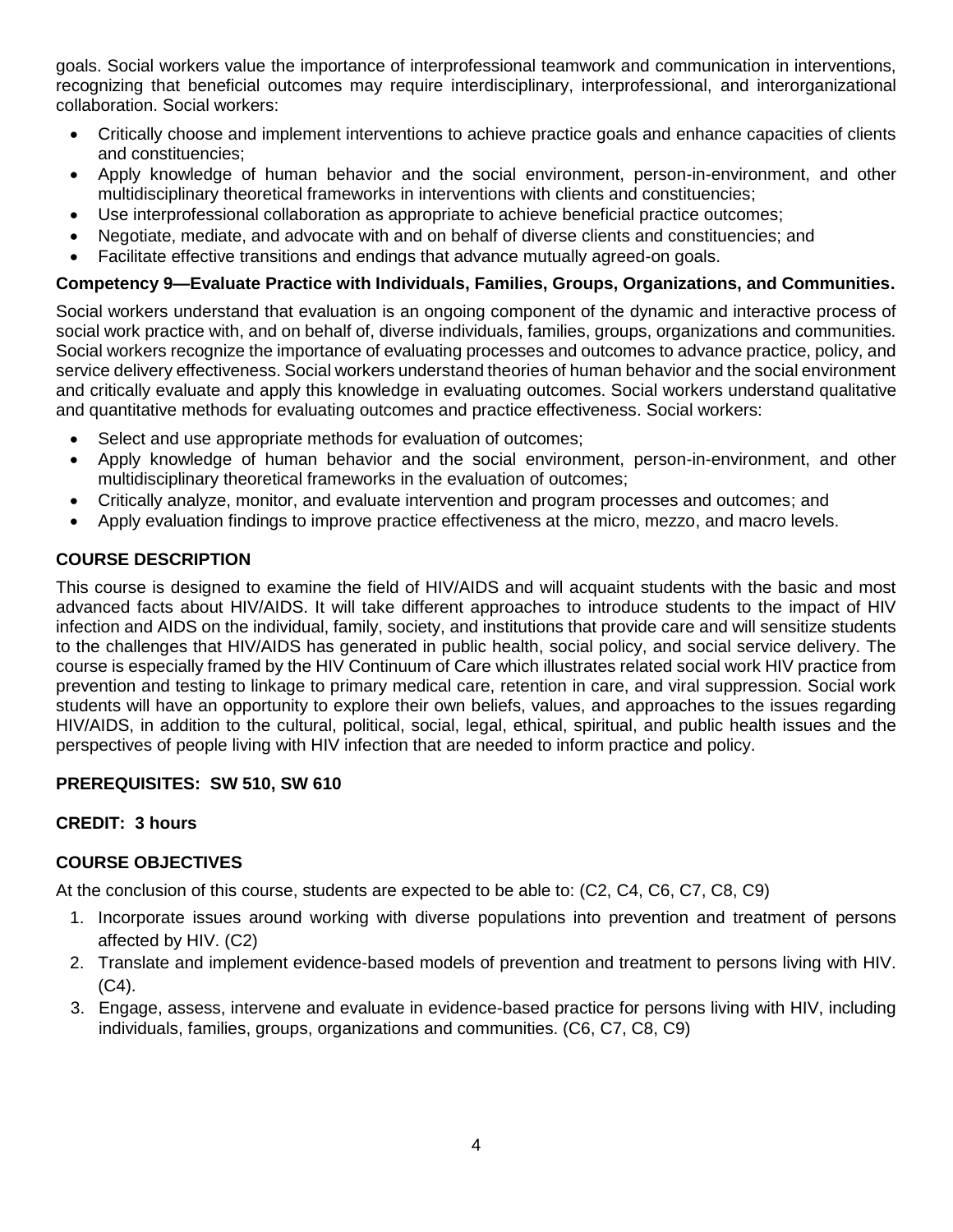goals. Social workers value the importance of interprofessional teamwork and communication in interventions, recognizing that beneficial outcomes may require interdisciplinary, interprofessional, and interorganizational collaboration. Social workers:

- Critically choose and implement interventions to achieve practice goals and enhance capacities of clients and constituencies;
- Apply knowledge of human behavior and the social environment, person-in-environment, and other multidisciplinary theoretical frameworks in interventions with clients and constituencies;
- Use interprofessional collaboration as appropriate to achieve beneficial practice outcomes;
- Negotiate, mediate, and advocate with and on behalf of diverse clients and constituencies; and
- Facilitate effective transitions and endings that advance mutually agreed-on goals.

**Competency 9—Evaluate Practice with Individuals, Families, Groups, Organizations, and Communities.**

Social workers understand that evaluation is an ongoing component of the dynamic and interactive process of social work practice with, and on behalf of, diverse individuals, families, groups, organizations and communities. Social workers recognize the importance of evaluating processes and outcomes to advance practice, policy, and service delivery effectiveness. Social workers understand theories of human behavior and the social environment and critically evaluate and apply this knowledge in evaluating outcomes. Social workers understand qualitative and quantitative methods for evaluating outcomes and practice effectiveness. Social workers:

- Select and use appropriate methods for evaluation of outcomes;
- Apply knowledge of human behavior and the social environment, person-in-environment, and other multidisciplinary theoretical frameworks in the evaluation of outcomes;
- Critically analyze, monitor, and evaluate intervention and program processes and outcomes; and
- Apply evaluation findings to improve practice effectiveness at the micro, mezzo, and macro levels.

## COURSE DESCRIPTION

This course is designed to examine the field of HIV/AIDS and will acquaint students with the basic and most advanced facts about HIV/AIDS. It will take different approaches to introduce students to the impact of HIV infection and AIDS on the individual, family, society, and institutions that provide care and will sensitize students to the challenges that HIV/AIDS has generated in public health, social policy, and social service delivery. The course is especially framed by the HIV Continuum of Care which illustrates related social work HIV practice from prevention and testing to linkage to primary medical care, retention in care, and viral suppression. Social work students will have an opportunity to explore their own beliefs, values, and approaches to the issues regarding HIV/AIDS, in addition to the cultural, political, social, legal, ethical, spiritual, and public health issues and the perspectives of people living with HIV infection that are needed to inform practice and policy.

**PREREQUISITES: SW 510, SW 610**

**CREDIT: 3 hours**

## COURSE OBJECTIVES

At the conclusion of this course, students are expected to be able to: (C2, C4, C6, C7, C8, C9)

1. Incorporate issues around working with diverse populations into prevention and treatment of persons affected by HIV. (C2)
2. Translate and implement evidence-based models of prevention and treatment to persons living with HIV. (C4).
3. Engage, assess, intervene and evaluate in evidence-based practice for persons living with HIV, including individuals, families, groups, organizations and communities. (C6, C7, C8, C9)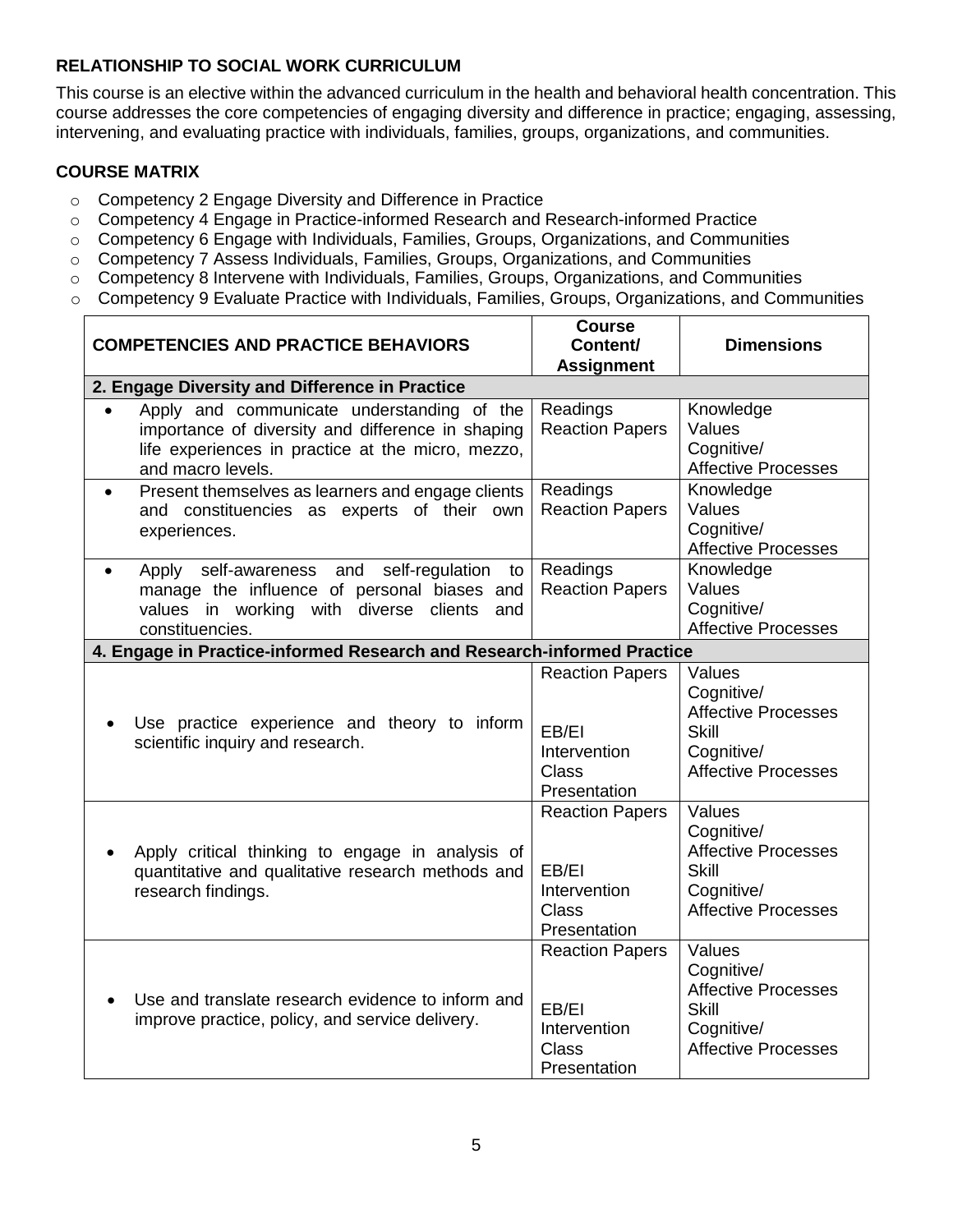### RELATIONSHIP TO SOCIAL WORK CURRICULUM

This course is an elective within the advanced curriculum in the health and behavioral health concentration. This course addresses the core competencies of engaging diversity and difference in practice; engaging, assessing, intervening, and evaluating practice with individuals, families, groups, organizations, and communities.

### COURSE MATRIX

- Competency 2 Engage Diversity and Difference in Practice
- Competency 4 Engage in Practice-informed Research and Research-informed Practice
- Competency 6 Engage with Individuals, Families, Groups, Organizations, and Communities
- Competency 7 Assess Individuals, Families, Groups, Organizations, and Communities
- Competency 8 Intervene with Individuals, Families, Groups, Organizations, and Communities
- Competency 9 Evaluate Practice with Individuals, Families, Groups, Organizations, and Communities

| COMPETENCIES AND PRACTICE BEHAVIORS | Course Content/ Assignment | Dimensions |
|---|---|---|
| **2. Engage Diversity and Difference in Practice** | | |
| • Apply and communicate understanding of the importance of diversity and difference in shaping life experiences in practice at the micro, mezzo, and macro levels. | Readings<br>Reaction Papers | Knowledge<br>Values<br>Cognitive/ Affective Processes |
| • Present themselves as learners and engage clients and constituencies as experts of their own experiences. | Readings<br>Reaction Papers | Knowledge<br>Values<br>Cognitive/ Affective Processes |
| • Apply self-awareness and self-regulation to manage the influence of personal biases and values in working with diverse clients and constituencies. | Readings<br>Reaction Papers | Knowledge<br>Values<br>Cognitive/ Affective Processes |
| **4. Engage in Practice-informed Research and Research-informed Practice** | | |
| • Use practice experience and theory to inform scientific inquiry and research. | Reaction Papers<br><br>EB/EI Intervention Class Presentation | Values<br>Cognitive/ Affective Processes<br>Skill<br>Cognitive/ Affective Processes |
| • Apply critical thinking to engage in analysis of quantitative and qualitative research methods and research findings. | Reaction Papers<br><br>EB/EI Intervention Class Presentation | Values<br>Cognitive/ Affective Processes<br>Skill<br>Cognitive/ Affective Processes |
| • Use and translate research evidence to inform and improve practice, policy, and service delivery. | Reaction Papers<br><br>EB/EI Intervention Class Presentation | Values<br>Cognitive/ Affective Processes<br>Skill<br>Cognitive/ Affective Processes |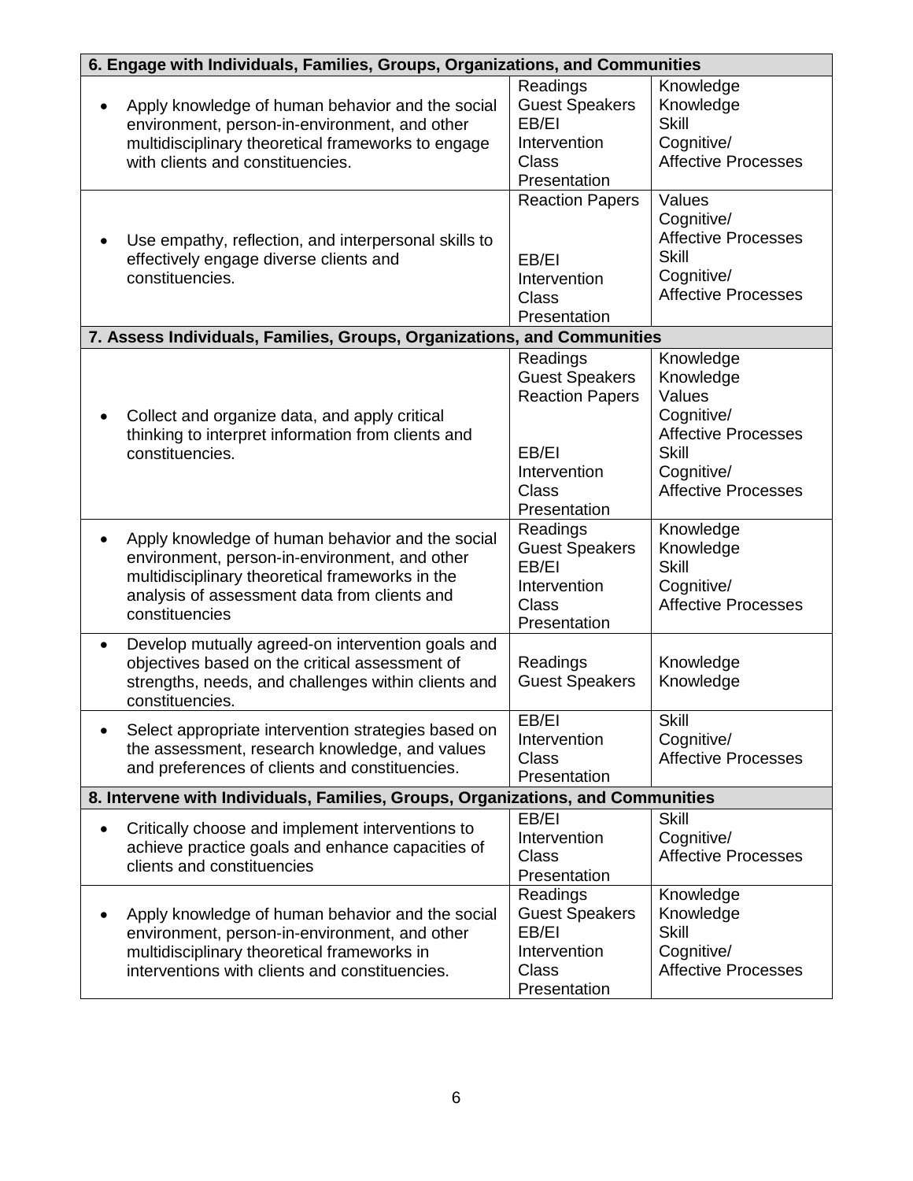| 6. Engage with Individuals, Families, Groups, Organizations, and Communities | | |
|---|---|---|
| • Apply knowledge of human behavior and the social environment, person-in-environment, and other multidisciplinary theoretical frameworks to engage with clients and constituencies. | Readings<br>Guest Speakers<br>EB/EI Intervention<br>Class Presentation | Knowledge<br>Knowledge<br>Skill<br>Cognitive/ Affective Processes |
| • Use empathy, reflection, and interpersonal skills to effectively engage diverse clients and constituencies. | Reaction Papers<br>EB/EI Intervention<br>Class Presentation | Values<br>Cognitive/ Affective Processes<br>Skill<br>Cognitive/ Affective Processes |
| **7. Assess Individuals, Families, Groups, Organizations, and Communities** | | |
| • Collect and organize data, and apply critical thinking to interpret information from clients and constituencies. | Readings<br>Guest Speakers<br>Reaction Papers<br>EB/EI Intervention<br>Class Presentation | Knowledge<br>Knowledge<br>Values<br>Cognitive/ Affective Processes<br>Skill<br>Cognitive/ Affective Processes |
| • Apply knowledge of human behavior and the social environment, person-in-environment, and other multidisciplinary theoretical frameworks in the analysis of assessment data from clients and constituencies | Readings<br>Guest Speakers<br>EB/EI Intervention<br>Class Presentation | Knowledge<br>Knowledge<br>Skill<br>Cognitive/ Affective Processes |
| • Develop mutually agreed-on intervention goals and objectives based on the critical assessment of strengths, needs, and challenges within clients and constituencies. | Readings<br>Guest Speakers | Knowledge<br>Knowledge |
| • Select appropriate intervention strategies based on the assessment, research knowledge, and values and preferences of clients and constituencies. | EB/EI Intervention<br>Class Presentation | Skill<br>Cognitive/ Affective Processes |
| **8. Intervene with Individuals, Families, Groups, Organizations, and Communities** | | |
| • Critically choose and implement interventions to achieve practice goals and enhance capacities of clients and constituencies | EB/EI Intervention<br>Class Presentation | Skill<br>Cognitive/ Affective Processes |
| • Apply knowledge of human behavior and the social environment, person-in-environment, and other multidisciplinary theoretical frameworks in interventions with clients and constituencies. | Readings<br>Guest Speakers<br>EB/EI Intervention<br>Class Presentation | Knowledge<br>Knowledge<br>Skill<br>Cognitive/ Affective Processes |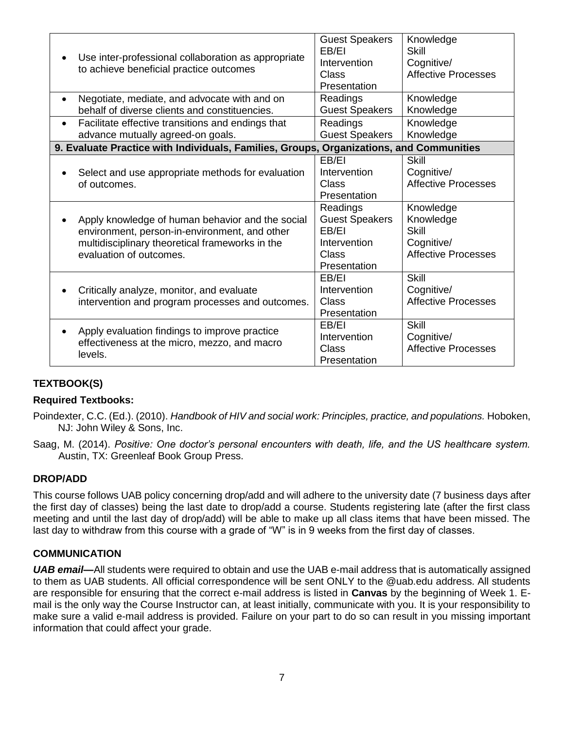| | | |
|---|---|---|
| • Use inter-professional collaboration as appropriate to achieve beneficial practice outcomes | Guest Speakers<br>EB/EI Intervention<br>Class Presentation | Knowledge<br>Skill<br>Cognitive/ Affective Processes |
| • Negotiate, mediate, and advocate with and on behalf of diverse clients and constituencies. | Readings<br>Guest Speakers | Knowledge<br>Knowledge |
| • Facilitate effective transitions and endings that advance mutually agreed-on goals. | Readings<br>Guest Speakers | Knowledge<br>Knowledge |
| **9. Evaluate Practice with Individuals, Families, Groups, Organizations, and Communities** | | |
| • Select and use appropriate methods for evaluation of outcomes. | EB/EI Intervention<br>Class Presentation | Skill<br>Cognitive/ Affective Processes |
| • Apply knowledge of human behavior and the social environment, person-in-environment, and other multidisciplinary theoretical frameworks in the evaluation of outcomes. | Readings<br>Guest Speakers<br>EB/EI Intervention<br>Class Presentation | Knowledge<br>Knowledge<br>Skill<br>Cognitive/ Affective Processes |
| • Critically analyze, monitor, and evaluate intervention and program processes and outcomes. | EB/EI Intervention<br>Class Presentation | Skill<br>Cognitive/ Affective Processes |
| • Apply evaluation findings to improve practice effectiveness at the micro, mezzo, and macro levels. | EB/EI Intervention<br>Class Presentation | Skill<br>Cognitive/ Affective Processes |

## TEXTBOOK(S)

### Required Textbooks:

Poindexter, C.C. (Ed.). (2010). *Handbook of HIV and social work: Principles, practice, and populations.* Hoboken, NJ: John Wiley & Sons, Inc.

Saag, M. (2014). *Positive: One doctor's personal encounters with death, life, and the US healthcare system.* Austin, TX: Greenleaf Book Group Press.

## DROP/ADD

This course follows UAB policy concerning drop/add and will adhere to the university date (7 business days after the first day of classes) being the last date to drop/add a course. Students registering late (after the first class meeting and until the last day of drop/add) will be able to make up all class items that have been missed. The last day to withdraw from this course with a grade of "W" is in 9 weeks from the first day of classes.

## COMMUNICATION

***UAB email—***All students were required to obtain and use the UAB e-mail address that is automatically assigned to them as UAB students. All official correspondence will be sent ONLY to the @uab.edu address. All students are responsible for ensuring that the correct e-mail address is listed in **Canvas** by the beginning of Week 1. E-mail is the only way the Course Instructor can, at least initially, communicate with you. It is your responsibility to make sure a valid e-mail address is provided. Failure on your part to do so can result in you missing important information that could affect your grade.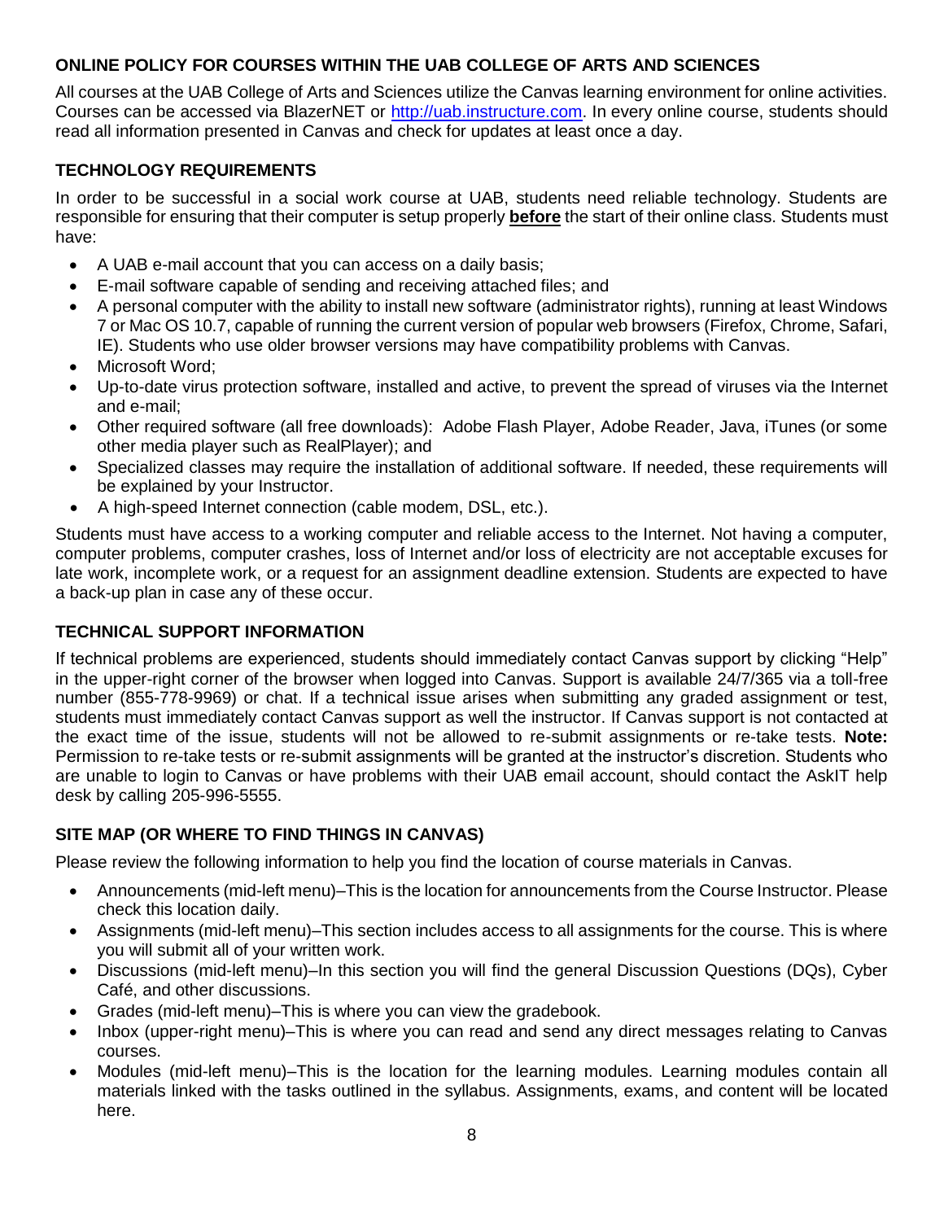## ONLINE POLICY FOR COURSES WITHIN THE UAB COLLEGE OF ARTS AND SCIENCES

All courses at the UAB College of Arts and Sciences utilize the Canvas learning environment for online activities. Courses can be accessed via BlazerNET or [http://uab.instructure.com](http://uab.instructure.com). In every online course, students should read all information presented in Canvas and check for updates at least once a day.

## TECHNOLOGY REQUIREMENTS

In order to be successful in a social work course at UAB, students need reliable technology. Students are responsible for ensuring that their computer is setup properly **before** the start of their online class. Students must have:

- A UAB e-mail account that you can access on a daily basis;
- E-mail software capable of sending and receiving attached files; and
- A personal computer with the ability to install new software (administrator rights), running at least Windows 7 or Mac OS 10.7, capable of running the current version of popular web browsers (Firefox, Chrome, Safari, IE). Students who use older browser versions may have compatibility problems with Canvas.
- Microsoft Word;
- Up-to-date virus protection software, installed and active, to prevent the spread of viruses via the Internet and e-mail;
- Other required software (all free downloads): Adobe Flash Player, Adobe Reader, Java, iTunes (or some other media player such as RealPlayer); and
- Specialized classes may require the installation of additional software. If needed, these requirements will be explained by your Instructor.
- A high-speed Internet connection (cable modem, DSL, etc.).

Students must have access to a working computer and reliable access to the Internet. Not having a computer, computer problems, computer crashes, loss of Internet and/or loss of electricity are not acceptable excuses for late work, incomplete work, or a request for an assignment deadline extension. Students are expected to have a back-up plan in case any of these occur.

## TECHNICAL SUPPORT INFORMATION

If technical problems are experienced, students should immediately contact Canvas support by clicking "Help" in the upper-right corner of the browser when logged into Canvas. Support is available 24/7/365 via a toll-free number (855-778-9969) or chat. If a technical issue arises when submitting any graded assignment or test, students must immediately contact Canvas support as well the instructor. If Canvas support is not contacted at the exact time of the issue, students will not be allowed to re-submit assignments or re-take tests. **Note:** Permission to re-take tests or re-submit assignments will be granted at the instructor's discretion. Students who are unable to login to Canvas or have problems with their UAB email account, should contact the AskIT help desk by calling 205-996-5555.

## SITE MAP (OR WHERE TO FIND THINGS IN CANVAS)

Please review the following information to help you find the location of course materials in Canvas.

- Announcements (mid-left menu)–This is the location for announcements from the Course Instructor. Please check this location daily.
- Assignments (mid-left menu)–This section includes access to all assignments for the course. This is where you will submit all of your written work.
- Discussions (mid-left menu)–In this section you will find the general Discussion Questions (DQs), Cyber Café, and other discussions.
- Grades (mid-left menu)–This is where you can view the gradebook.
- Inbox (upper-right menu)–This is where you can read and send any direct messages relating to Canvas courses.
- Modules (mid-left menu)–This is the location for the learning modules. Learning modules contain all materials linked with the tasks outlined in the syllabus. Assignments, exams, and content will be located here.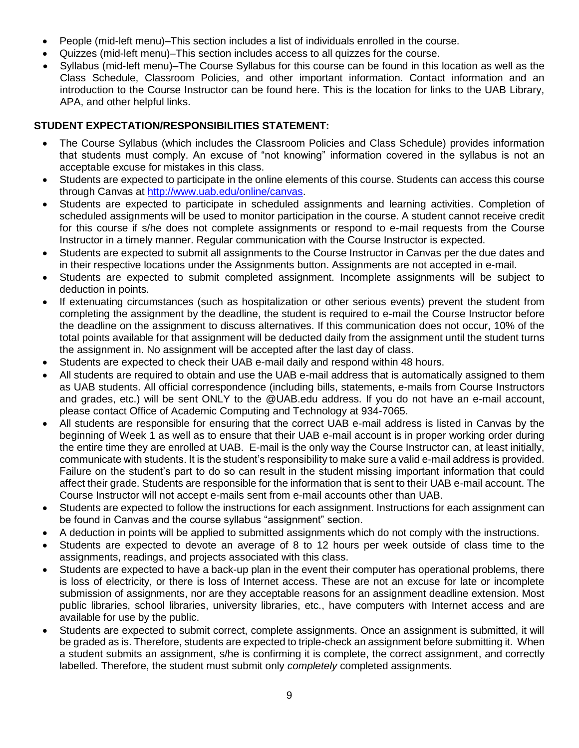- People (mid-left menu)–This section includes a list of individuals enrolled in the course.
- Quizzes (mid-left menu)–This section includes access to all quizzes for the course.
- Syllabus (mid-left menu)–The Course Syllabus for this course can be found in this location as well as the Class Schedule, Classroom Policies, and other important information. Contact information and an introduction to the Course Instructor can be found here. This is the location for links to the UAB Library, APA, and other helpful links.

**STUDENT EXPECTATION/RESPONSIBILITIES STATEMENT:**

- The Course Syllabus (which includes the Classroom Policies and Class Schedule) provides information that students must comply. An excuse of "not knowing" information covered in the syllabus is not an acceptable excuse for mistakes in this class.
- Students are expected to participate in the online elements of this course. Students can access this course through Canvas at [http://www.uab.edu/online/canvas](http://www.uab.edu/online/canvas).
- Students are expected to participate in scheduled assignments and learning activities. Completion of scheduled assignments will be used to monitor participation in the course. A student cannot receive credit for this course if s/he does not complete assignments or respond to e-mail requests from the Course Instructor in a timely manner. Regular communication with the Course Instructor is expected.
- Students are expected to submit all assignments to the Course Instructor in Canvas per the due dates and in their respective locations under the Assignments button. Assignments are not accepted in e-mail.
- Students are expected to submit completed assignment. Incomplete assignments will be subject to deduction in points.
- If extenuating circumstances (such as hospitalization or other serious events) prevent the student from completing the assignment by the deadline, the student is required to e-mail the Course Instructor before the deadline on the assignment to discuss alternatives. If this communication does not occur, 10% of the total points available for that assignment will be deducted daily from the assignment until the student turns the assignment in. No assignment will be accepted after the last day of class.
- Students are expected to check their UAB e-mail daily and respond within 48 hours.
- All students are required to obtain and use the UAB e-mail address that is automatically assigned to them as UAB students. All official correspondence (including bills, statements, e-mails from Course Instructors and grades, etc.) will be sent ONLY to the @UAB.edu address. If you do not have an e-mail account, please contact Office of Academic Computing and Technology at 934-7065.
- All students are responsible for ensuring that the correct UAB e-mail address is listed in Canvas by the beginning of Week 1 as well as to ensure that their UAB e-mail account is in proper working order during the entire time they are enrolled at UAB. E-mail is the only way the Course Instructor can, at least initially, communicate with students. It is the student's responsibility to make sure a valid e-mail address is provided. Failure on the student's part to do so can result in the student missing important information that could affect their grade. Students are responsible for the information that is sent to their UAB e-mail account. The Course Instructor will not accept e-mails sent from e-mail accounts other than UAB.
- Students are expected to follow the instructions for each assignment. Instructions for each assignment can be found in Canvas and the course syllabus "assignment" section.
- A deduction in points will be applied to submitted assignments which do not comply with the instructions.
- Students are expected to devote an average of 8 to 12 hours per week outside of class time to the assignments, readings, and projects associated with this class.
- Students are expected to have a back-up plan in the event their computer has operational problems, there is loss of electricity, or there is loss of Internet access. These are not an excuse for late or incomplete submission of assignments, nor are they acceptable reasons for an assignment deadline extension. Most public libraries, school libraries, university libraries, etc., have computers with Internet access and are available for use by the public.
- Students are expected to submit correct, complete assignments. Once an assignment is submitted, it will be graded as is. Therefore, students are expected to triple-check an assignment before submitting it. When a student submits an assignment, s/he is confirming it is complete, the correct assignment, and correctly labelled. Therefore, the student must submit only *completely* completed assignments.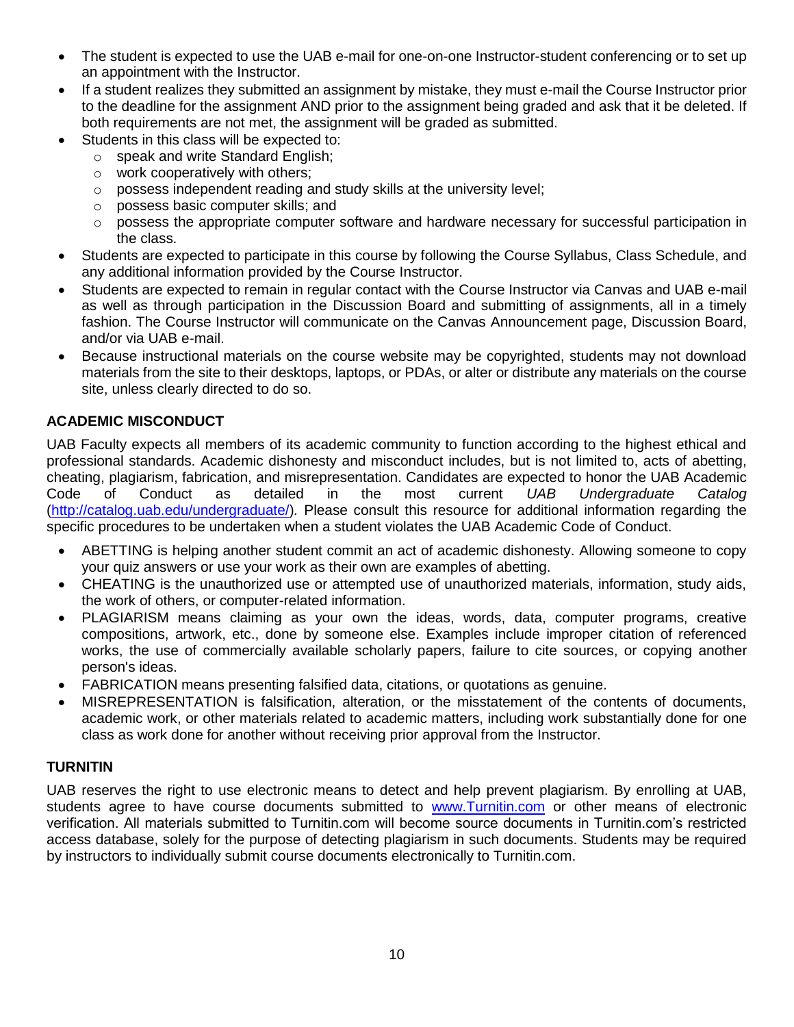- The student is expected to use the UAB e-mail for one-on-one Instructor-student conferencing or to set up an appointment with the Instructor.
- If a student realizes they submitted an assignment by mistake, they must e-mail the Course Instructor prior to the deadline for the assignment AND prior to the assignment being graded and ask that it be deleted. If both requirements are not met, the assignment will be graded as submitted.
- Students in this class will be expected to:
  - speak and write Standard English;
  - work cooperatively with others;
  - possess independent reading and study skills at the university level;
  - possess basic computer skills; and
  - possess the appropriate computer software and hardware necessary for successful participation in the class.
- Students are expected to participate in this course by following the Course Syllabus, Class Schedule, and any additional information provided by the Course Instructor.
- Students are expected to remain in regular contact with the Course Instructor via Canvas and UAB e-mail as well as through participation in the Discussion Board and submitting of assignments, all in a timely fashion. The Course Instructor will communicate on the Canvas Announcement page, Discussion Board, and/or via UAB e-mail.
- Because instructional materials on the course website may be copyrighted, students may not download materials from the site to their desktops, laptops, or PDAs, or alter or distribute any materials on the course site, unless clearly directed to do so.

**ACADEMIC MISCONDUCT**

UAB Faculty expects all members of its academic community to function according to the highest ethical and professional standards. Academic dishonesty and misconduct includes, but is not limited to, acts of abetting, cheating, plagiarism, fabrication, and misrepresentation. Candidates are expected to honor the UAB Academic Code of Conduct as detailed in the most current *UAB Undergraduate Catalog* (http://catalog.uab.edu/undergraduate/). Please consult this resource for additional information regarding the specific procedures to be undertaken when a student violates the UAB Academic Code of Conduct.

- ABETTING is helping another student commit an act of academic dishonesty. Allowing someone to copy your quiz answers or use your work as their own are examples of abetting.
- CHEATING is the unauthorized use or attempted use of unauthorized materials, information, study aids, the work of others, or computer-related information.
- PLAGIARISM means claiming as your own the ideas, words, data, computer programs, creative compositions, artwork, etc., done by someone else. Examples include improper citation of referenced works, the use of commercially available scholarly papers, failure to cite sources, or copying another person's ideas.
- FABRICATION means presenting falsified data, citations, or quotations as genuine.
- MISREPRESENTATION is falsification, alteration, or the misstatement of the contents of documents, academic work, or other materials related to academic matters, including work substantially done for one class as work done for another without receiving prior approval from the Instructor.

**TURNITIN**

UAB reserves the right to use electronic means to detect and help prevent plagiarism. By enrolling at UAB, students agree to have course documents submitted to www.Turnitin.com or other means of electronic verification. All materials submitted to Turnitin.com will become source documents in Turnitin.com's restricted access database, solely for the purpose of detecting plagiarism in such documents. Students may be required by instructors to individually submit course documents electronically to Turnitin.com.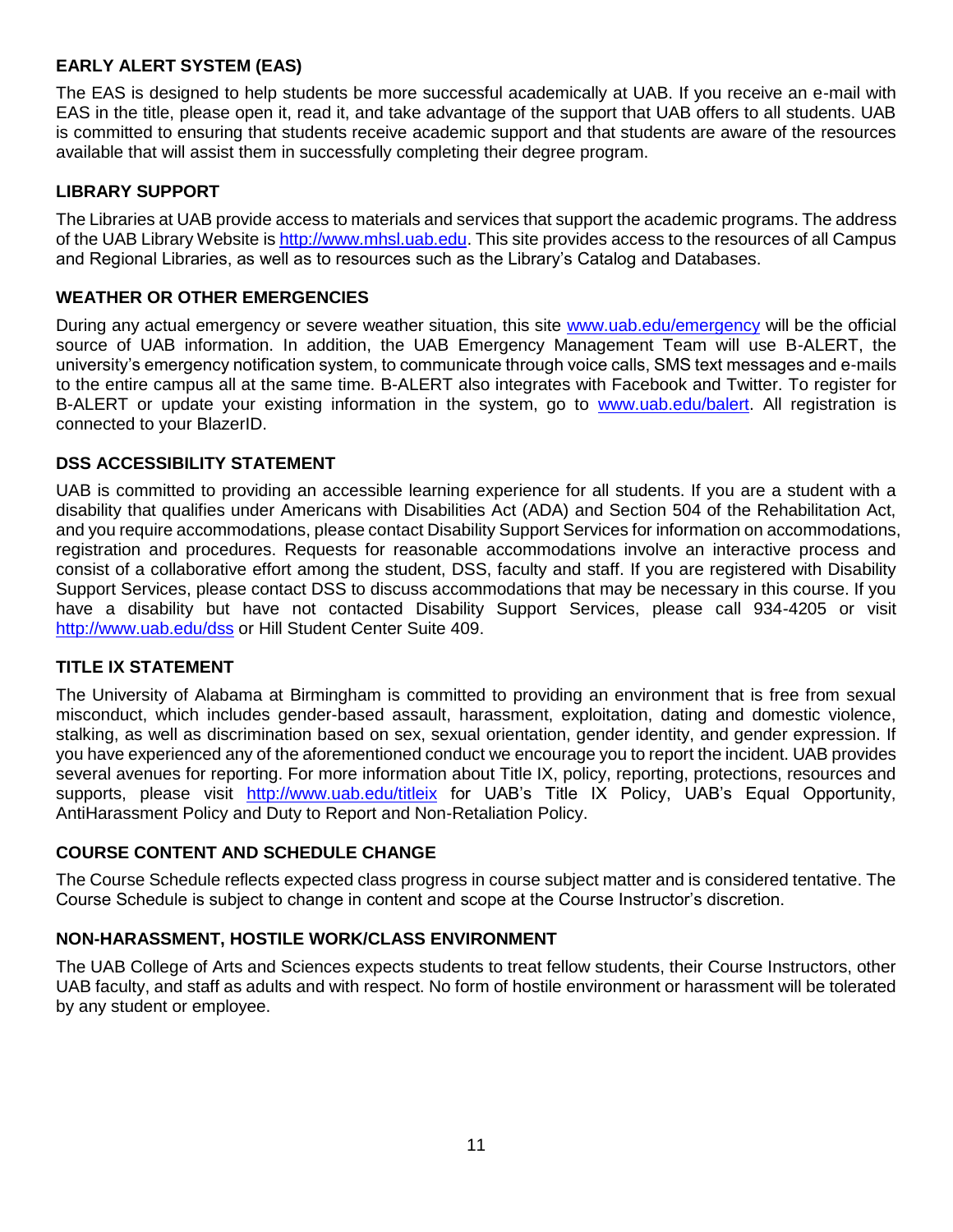## EARLY ALERT SYSTEM (EAS)

The EAS is designed to help students be more successful academically at UAB. If you receive an e-mail with EAS in the title, please open it, read it, and take advantage of the support that UAB offers to all students. UAB is committed to ensuring that students receive academic support and that students are aware of the resources available that will assist them in successfully completing their degree program.

## LIBRARY SUPPORT

The Libraries at UAB provide access to materials and services that support the academic programs. The address of the UAB Library Website is http://www.mhsl.uab.edu. This site provides access to the resources of all Campus and Regional Libraries, as well as to resources such as the Library's Catalog and Databases.

## WEATHER OR OTHER EMERGENCIES

During any actual emergency or severe weather situation, this site www.uab.edu/emergency will be the official source of UAB information. In addition, the UAB Emergency Management Team will use B-ALERT, the university's emergency notification system, to communicate through voice calls, SMS text messages and e-mails to the entire campus all at the same time. B-ALERT also integrates with Facebook and Twitter. To register for B-ALERT or update your existing information in the system, go to www.uab.edu/balert. All registration is connected to your BlazerID.

## DSS ACCESSIBILITY STATEMENT

UAB is committed to providing an accessible learning experience for all students. If you are a student with a disability that qualifies under Americans with Disabilities Act (ADA) and Section 504 of the Rehabilitation Act, and you require accommodations, please contact Disability Support Services for information on accommodations, registration and procedures. Requests for reasonable accommodations involve an interactive process and consist of a collaborative effort among the student, DSS, faculty and staff. If you are registered with Disability Support Services, please contact DSS to discuss accommodations that may be necessary in this course. If you have a disability but have not contacted Disability Support Services, please call 934-4205 or visit http://www.uab.edu/dss or Hill Student Center Suite 409.

## TITLE IX STATEMENT

The University of Alabama at Birmingham is committed to providing an environment that is free from sexual misconduct, which includes gender-based assault, harassment, exploitation, dating and domestic violence, stalking, as well as discrimination based on sex, sexual orientation, gender identity, and gender expression. If you have experienced any of the aforementioned conduct we encourage you to report the incident. UAB provides several avenues for reporting. For more information about Title IX, policy, reporting, protections, resources and supports, please visit http://www.uab.edu/titleix for UAB's Title IX Policy, UAB's Equal Opportunity, AntiHarassment Policy and Duty to Report and Non-Retaliation Policy.

## COURSE CONTENT AND SCHEDULE CHANGE

The Course Schedule reflects expected class progress in course subject matter and is considered tentative. The Course Schedule is subject to change in content and scope at the Course Instructor's discretion.

## NON-HARASSMENT, HOSTILE WORK/CLASS ENVIRONMENT

The UAB College of Arts and Sciences expects students to treat fellow students, their Course Instructors, other UAB faculty, and staff as adults and with respect. No form of hostile environment or harassment will be tolerated by any student or employee.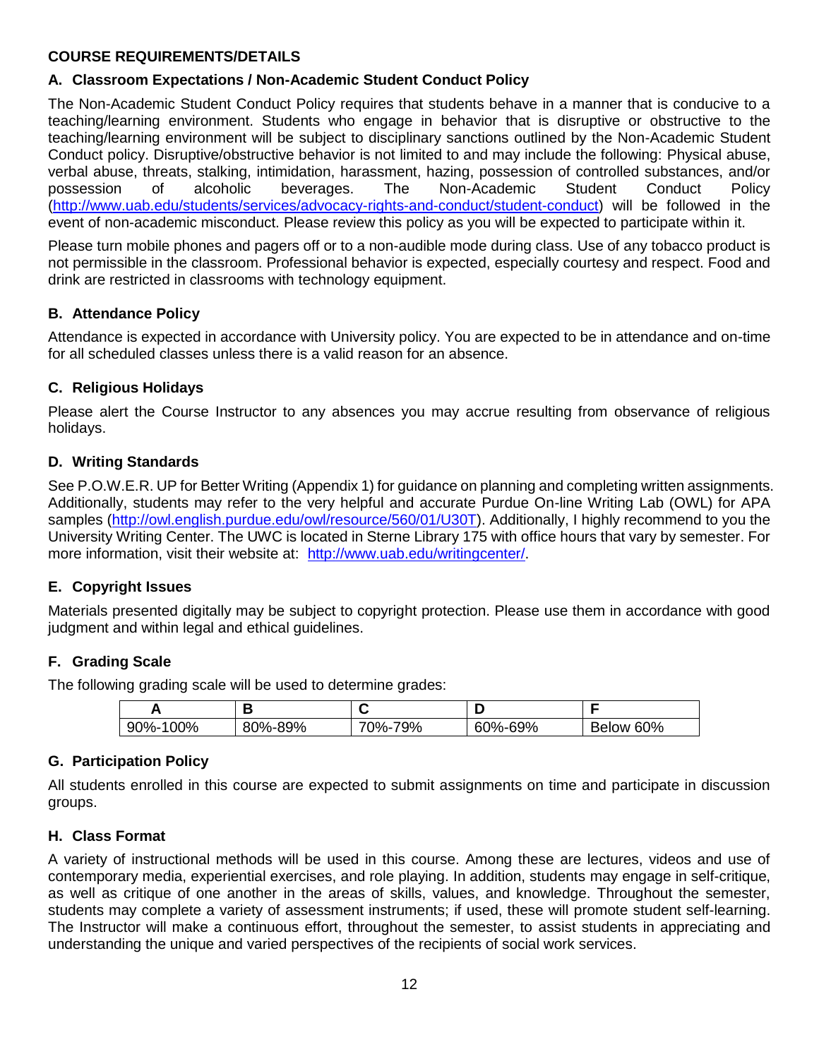**COURSE REQUIREMENTS/DETAILS**

### A. Classroom Expectations / Non-Academic Student Conduct Policy

The Non-Academic Student Conduct Policy requires that students behave in a manner that is conducive to a teaching/learning environment. Students who engage in behavior that is disruptive or obstructive to the teaching/learning environment will be subject to disciplinary sanctions outlined by the Non-Academic Student Conduct policy. Disruptive/obstructive behavior is not limited to and may include the following: Physical abuse, verbal abuse, threats, stalking, intimidation, harassment, hazing, possession of controlled substances, and/or possession of alcoholic beverages. The Non-Academic Student Conduct Policy (http://www.uab.edu/students/services/advocacy-rights-and-conduct/student-conduct) will be followed in the event of non-academic misconduct. Please review this policy as you will be expected to participate within it.

Please turn mobile phones and pagers off or to a non-audible mode during class. Use of any tobacco product is not permissible in the classroom. Professional behavior is expected, especially courtesy and respect. Food and drink are restricted in classrooms with technology equipment.

### B. Attendance Policy

Attendance is expected in accordance with University policy. You are expected to be in attendance and on-time for all scheduled classes unless there is a valid reason for an absence.

### C. Religious Holidays

Please alert the Course Instructor to any absences you may accrue resulting from observance of religious holidays.

### D. Writing Standards

See P.O.W.E.R. UP for Better Writing (Appendix 1) for guidance on planning and completing written assignments. Additionally, students may refer to the very helpful and accurate Purdue On-line Writing Lab (OWL) for APA samples (http://owl.english.purdue.edu/owl/resource/560/01/U30T). Additionally, I highly recommend to you the University Writing Center. The UWC is located in Sterne Library 175 with office hours that vary by semester. For more information, visit their website at: http://www.uab.edu/writingcenter/.

### E. Copyright Issues

Materials presented digitally may be subject to copyright protection. Please use them in accordance with good judgment and within legal and ethical guidelines.

### F. Grading Scale

The following grading scale will be used to determine grades:

| A | B | C | D | F |
|---|---|---|---|---|
| 90%-100% | 80%-89% | 70%-79% | 60%-69% | Below 60% |

### G. Participation Policy

All students enrolled in this course are expected to submit assignments on time and participate in discussion groups.

### H. Class Format

A variety of instructional methods will be used in this course. Among these are lectures, videos and use of contemporary media, experiential exercises, and role playing. In addition, students may engage in self-critique, as well as critique of one another in the areas of skills, values, and knowledge. Throughout the semester, students may complete a variety of assessment instruments; if used, these will promote student self-learning. The Instructor will make a continuous effort, throughout the semester, to assist students in appreciating and understanding the unique and varied perspectives of the recipients of social work services.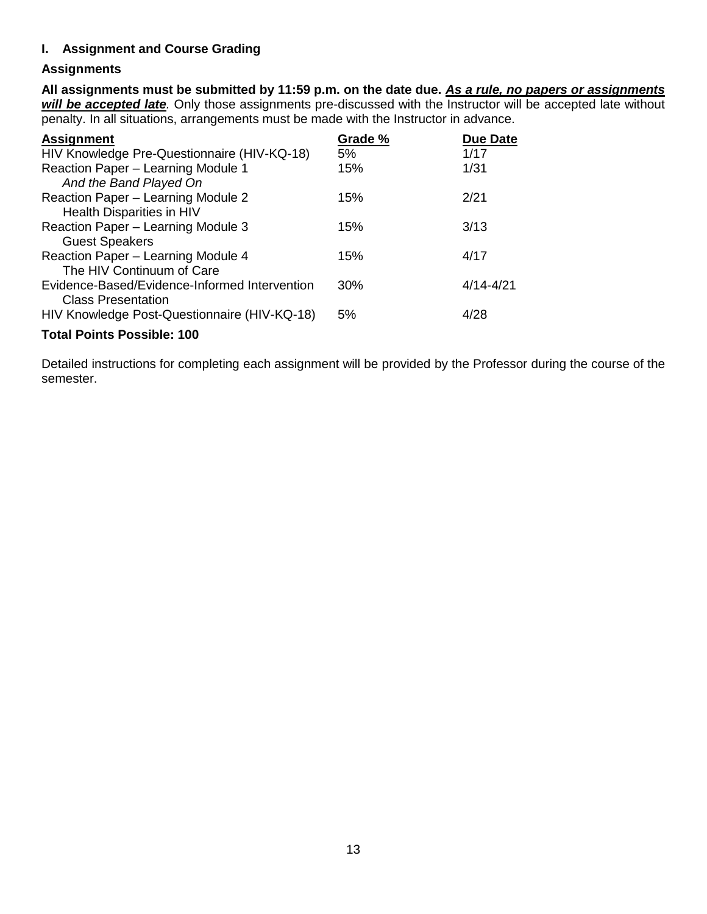## I. Assignment and Course Grading

### Assignments

**All assignments must be submitted by 11:59 p.m. on the date due.** ***<u>As a rule, no papers or assignments will be accepted late</u>*****.** Only those assignments pre-discussed with the Instructor will be accepted late without penalty. In all situations, arrangements must be made with the Instructor in advance.

| Assignment | Grade % | Due Date |
|---|---|---|
| HIV Knowledge Pre-Questionnaire (HIV-KQ-18) | 5% | 1/17 |
| Reaction Paper – Learning Module 1 *And the Band Played On* | 15% | 1/31 |
| Reaction Paper – Learning Module 2 Health Disparities in HIV | 15% | 2/21 |
| Reaction Paper – Learning Module 3 Guest Speakers | 15% | 3/13 |
| Reaction Paper – Learning Module 4 The HIV Continuum of Care | 15% | 4/17 |
| Evidence-Based/Evidence-Informed Intervention Class Presentation | 30% | 4/14-4/21 |
| HIV Knowledge Post-Questionnaire (HIV-KQ-18) | 5% | 4/28 |

**Total Points Possible: 100**

Detailed instructions for completing each assignment will be provided by the Professor during the course of the semester.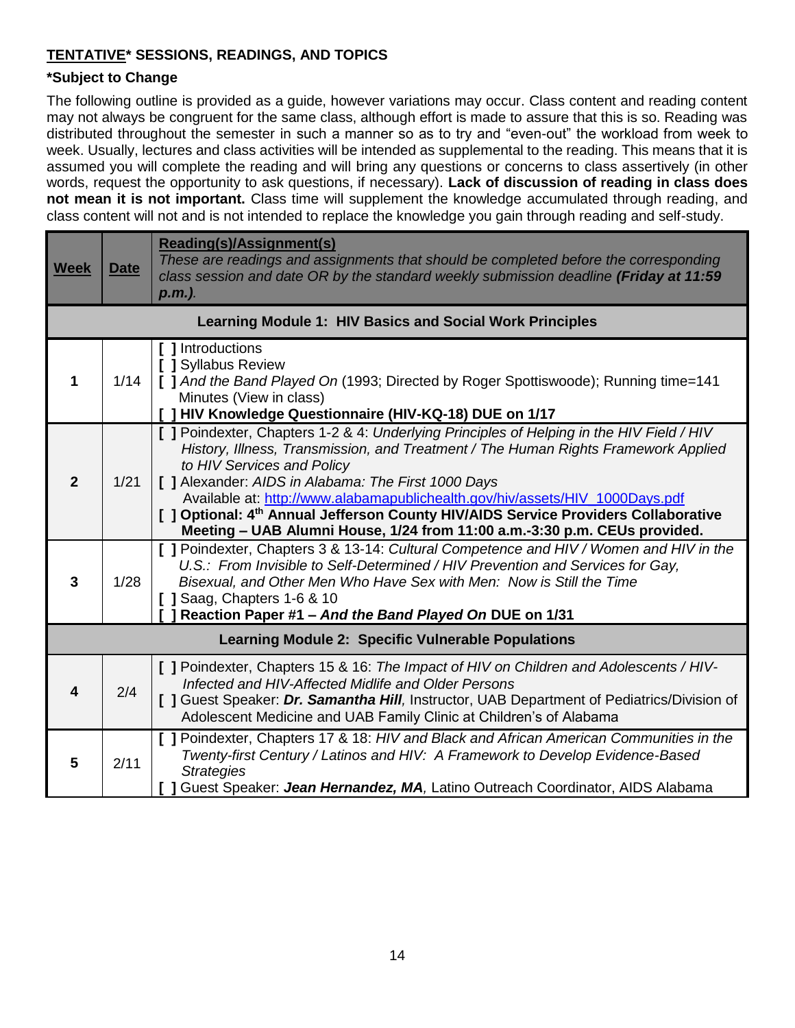**<u>TENTATIVE</u>* SESSIONS, READINGS, AND TOPICS**

***Subject to Change**

The following outline is provided as a guide, however variations may occur. Class content and reading content may not always be congruent for the same class, although effort is made to assure that this is so. Reading was distributed throughout the semester in such a manner so as to try and "even-out" the workload from week to week. Usually, lectures and class activities will be intended as supplemental to the reading. This means that it is assumed you will complete the reading and will bring any questions or concerns to class assertively (in other words, request the opportunity to ask questions, if necessary). **Lack of discussion of reading in class does not mean it is not important.** Class time will supplement the knowledge accumulated through reading, and class content will not and is not intended to replace the knowledge you gain through reading and self-study.

| **<u>Week</u>** | **<u>Date</u>** | **<u>Reading(s)/Assignment(s)</u>**<br>*These are readings and assignments that should be completed before the corresponding class session and date OR by the standard weekly submission deadline **(Friday at 11:59 p.m.)**.* |
|---|---|---|
| | | **Learning Module 1: HIV Basics and Social Work Principles** |
| **1** | 1/14 | [ ] Introductions<br>[ ] Syllabus Review<br>[ ] *And the Band Played On* (1993; Directed by Roger Spottiswoode); Running time=141 Minutes (View in class)<br>**[ ] HIV Knowledge Questionnaire (HIV-KQ-18) DUE on 1/17** |
| **2** | 1/21 | [ ] Poindexter, Chapters 1-2 & 4: *Underlying Principles of Helping in the HIV Field / HIV History, Illness, Transmission, and Treatment / The Human Rights Framework Applied to HIV Services and Policy*<br>[ ] Alexander: *AIDS in Alabama: The First 1000 Days* Available at: http://www.alabamapublichealth.gov/hiv/assets/HIV_1000Days.pdf<br>**[ ] Optional: 4th Annual Jefferson County HIV/AIDS Service Providers Collaborative Meeting – UAB Alumni House, 1/24 from 11:00 a.m.-3:30 p.m. CEUs provided.** |
| **3** | 1/28 | [ ] Poindexter, Chapters 3 & 13-14: *Cultural Competence and HIV / Women and HIV in the U.S.: From Invisible to Self-Determined / HIV Prevention and Services for Gay, Bisexual, and Other Men Who Have Sex with Men: Now is Still the Time*<br>[ ] Saag, Chapters 1-6 & 10<br>**[ ] Reaction Paper #1 – *And the Band Played On* DUE on 1/31** |
| | | **Learning Module 2: Specific Vulnerable Populations** |
| **4** | 2/4 | [ ] Poindexter, Chapters 15 & 16: *The Impact of HIV on Children and Adolescents / HIV-Infected and HIV-Affected Midlife and Older Persons*<br>[ ] Guest Speaker: ***Dr. Samantha Hill****,* Instructor, UAB Department of Pediatrics/Division of Adolescent Medicine and UAB Family Clinic at Children's of Alabama |
| **5** | 2/11 | [ ] Poindexter, Chapters 17 & 18: *HIV and Black and African American Communities in the Twenty-first Century / Latinos and HIV: A Framework to Develop Evidence-Based Strategies*<br>[ ] Guest Speaker: ***Jean Hernandez, MA****,* Latino Outreach Coordinator, AIDS Alabama |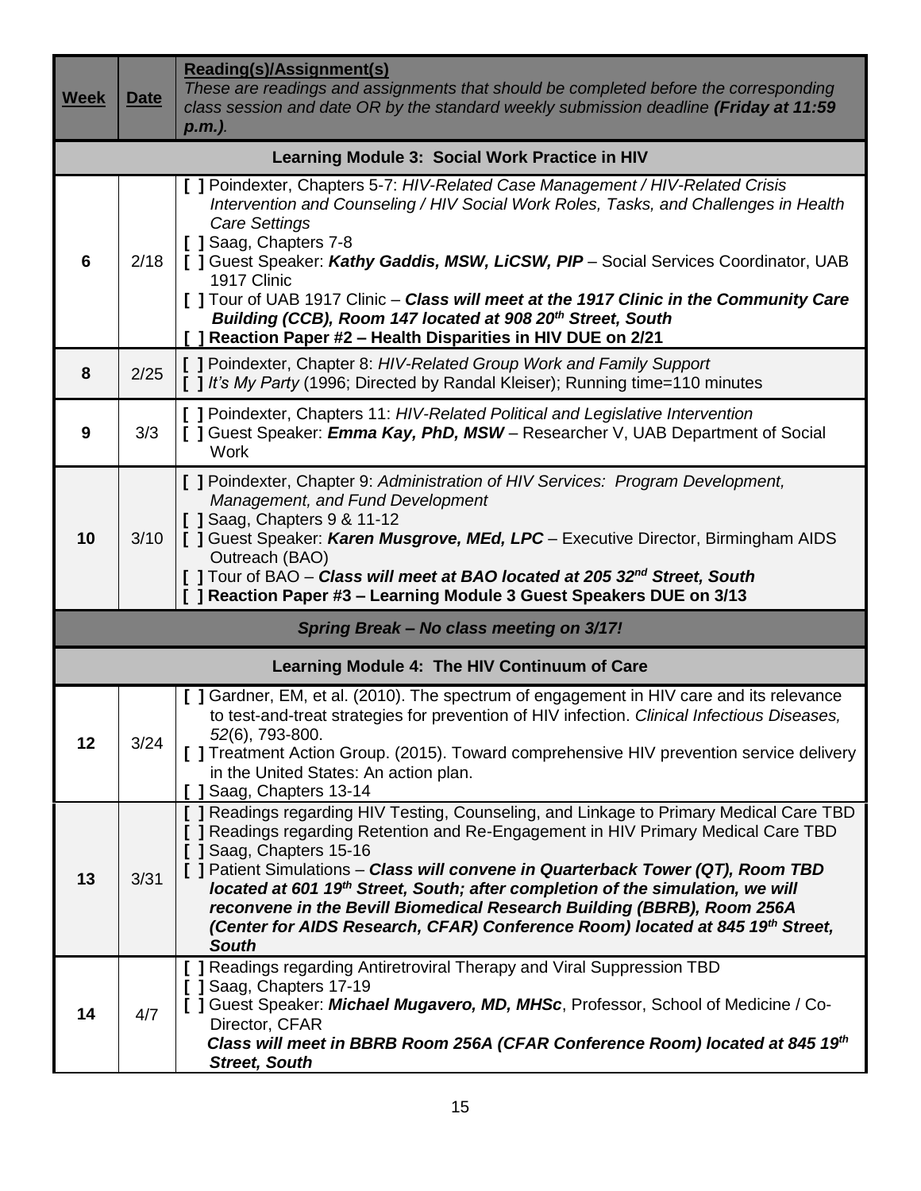| Week | Date | Reading(s)/Assignment(s)<br>*These are readings and assignments that should be completed before the corresponding class session and date OR by the standard weekly submission deadline **(Friday at 11:59 p.m.)**.* |
|---|---|---|
| | | **Learning Module 3: Social Work Practice in HIV** |
| 6 | 2/18 | [ ] Poindexter, Chapters 5-7: *HIV-Related Case Management / HIV-Related Crisis Intervention and Counseling / HIV Social Work Roles, Tasks, and Challenges in Health Care Settings*<br>[ ] Saag, Chapters 7-8<br>[ ] Guest Speaker: ***Kathy Gaddis, MSW, LiCSW, PIP*** – Social Services Coordinator, UAB 1917 Clinic<br>[ ] Tour of UAB 1917 Clinic – ***Class will meet at the 1917 Clinic in the Community Care Building (CCB), Room 147 located at 908 20th Street, South***<br>[ ] **Reaction Paper #2 – Health Disparities in HIV DUE on 2/21** |
| 8 | 2/25 | [ ] Poindexter, Chapter 8: *HIV-Related Group Work and Family Support*<br>[ ] *It's My Party* (1996; Directed by Randal Kleiser); Running time=110 minutes |
| 9 | 3/3 | [ ] Poindexter, Chapters 11: *HIV-Related Political and Legislative Intervention*<br>[ ] Guest Speaker: ***Emma Kay, PhD, MSW*** – Researcher V, UAB Department of Social Work |
| 10 | 3/10 | [ ] Poindexter, Chapter 9: *Administration of HIV Services: Program Development, Management, and Fund Development*<br>[ ] Saag, Chapters 9 & 11-12<br>[ ] Guest Speaker: ***Karen Musgrove, MEd, LPC*** – Executive Director, Birmingham AIDS Outreach (BAO)<br>[ ] Tour of BAO – ***Class will meet at BAO located at 205 32nd Street, South***<br>[ ] **Reaction Paper #3 – Learning Module 3 Guest Speakers DUE on 3/13** |
| | | ***Spring Break – No class meeting on 3/17!*** |
| | | **Learning Module 4: The HIV Continuum of Care** |
| 12 | 3/24 | [ ] Gardner, EM, et al. (2010). The spectrum of engagement in HIV care and its relevance to test-and-treat strategies for prevention of HIV infection. *Clinical Infectious Diseases, 52*(6), 793-800.<br>[ ] Treatment Action Group. (2015). Toward comprehensive HIV prevention service delivery in the United States: An action plan.<br>[ ] Saag, Chapters 13-14 |
| 13 | 3/31 | [ ] Readings regarding HIV Testing, Counseling, and Linkage to Primary Medical Care TBD<br>[ ] Readings regarding Retention and Re-Engagement in HIV Primary Medical Care TBD<br>[ ] Saag, Chapters 15-16<br>[ ] Patient Simulations – ***Class will convene in Quarterback Tower (QT), Room TBD located at 601 19th Street, South; after completion of the simulation, we will reconvene in the Bevill Biomedical Research Building (BBRB), Room 256A (Center for AIDS Research, CFAR) Conference Room) located at 845 19th Street, South*** |
| 14 | 4/7 | [ ] Readings regarding Antiretroviral Therapy and Viral Suppression TBD<br>[ ] Saag, Chapters 17-19<br>[ ] Guest Speaker: ***Michael Mugavero, MD, MHSc***, Professor, School of Medicine / Co-Director, CFAR<br>***Class will meet in BBRB Room 256A (CFAR Conference Room) located at 845 19th Street, South*** |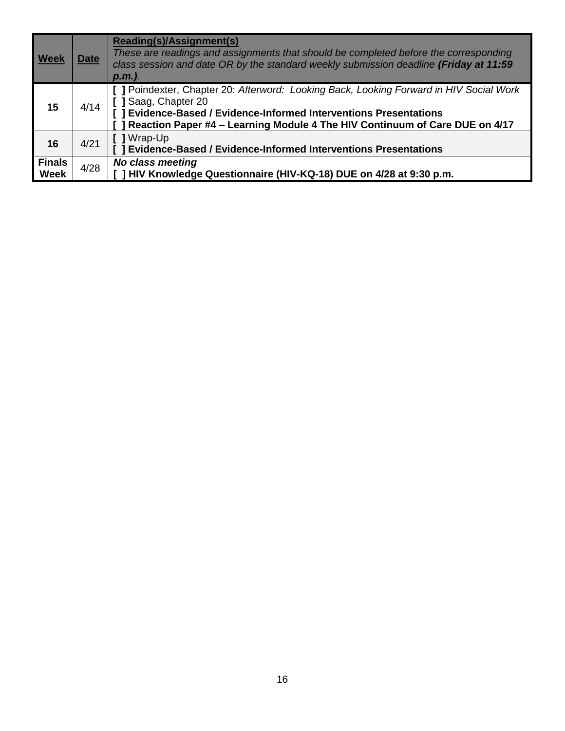| **Week** | **Date** | **Reading(s)/Assignment(s)**<br>*These are readings and assignments that should be completed before the corresponding class session and date OR by the standard weekly submission deadline* ***(Friday at 11:59 p.m.)***. |
|---|---|---|
| **15** | 4/14 | **[ ]** Poindexter, Chapter 20: *Afterword: Looking Back, Looking Forward in HIV Social Work*<br>**[ ]** Saag, Chapter 20<br>**[ ] Evidence-Based / Evidence-Informed Interventions Presentations**<br>**[ ] Reaction Paper #4 – Learning Module 4 The HIV Continuum of Care DUE on 4/17** |
| **16** | 4/21 | **[ ]** Wrap-Up<br>**[ ] Evidence-Based / Evidence-Informed Interventions Presentations** |
| **Finals Week** | 4/28 | ***No class meeting***<br>**[ ] HIV Knowledge Questionnaire (HIV-KQ-18) DUE on 4/28 at 9:30 p.m.** |